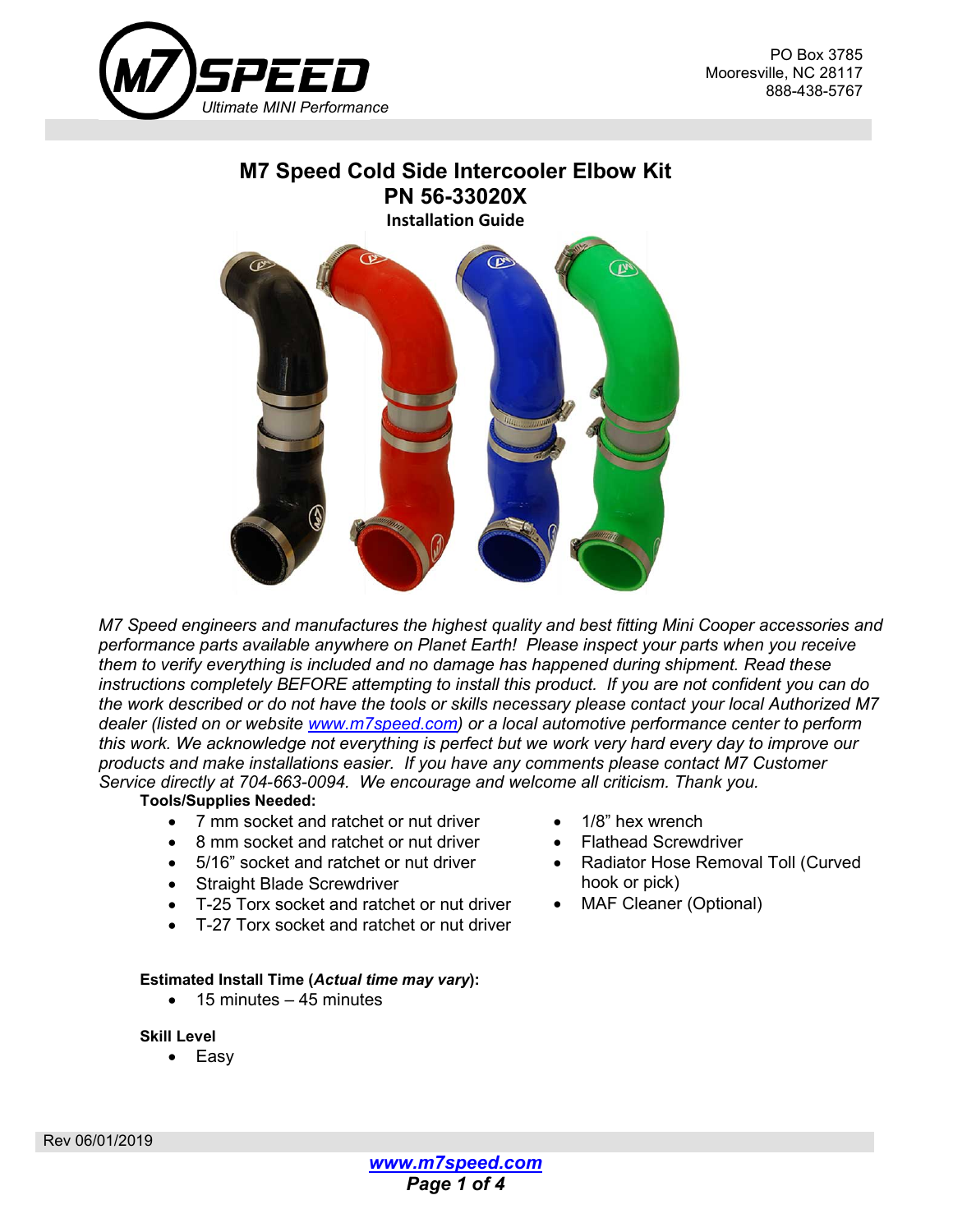PO Box 3785
Mooresville, NC 28117
888-438-5767

# M7 Speed Cold Side Intercooler Elbow Kit
## PN 56-33020X
### Installation Guide

*M7 Speed engineers and manufactures the highest quality and best fitting Mini Cooper accessories and performance parts available anywhere on Planet Earth! Please inspect your parts when you receive them to verify everything is included and no damage has happened during shipment. Read these instructions completely BEFORE attempting to install this product. If you are not confident you can do the work described or do not have the tools or skills necessary please contact your local Authorized M7 dealer (listed on or website [www.m7speed.com](http://www.m7speed.com)) or a local automotive performance center to perform this work. We acknowledge not everything is perfect but we work very hard every day to improve our products and make installations easier. If you have any comments please contact M7 Customer Service directly at 704-663-0094. We encourage and welcome all criticism. Thank you.*

**Tools/Supplies Needed:**

- 7 mm socket and ratchet or nut driver
- 8 mm socket and ratchet or nut driver
- 5/16" socket and ratchet or nut driver
- Straight Blade Screwdriver
- T-25 Torx socket and ratchet or nut driver
- T-27 Torx socket and ratchet or nut driver
- 1/8" hex wrench
- Flathead Screwdriver
- Radiator Hose Removal Toll (Curved hook or pick)
- MAF Cleaner (Optional)

**Estimated Install Time (*Actual time may vary*):**

- 15 minutes – 45 minutes

**Skill Level**

- Easy

Rev 06/01/2019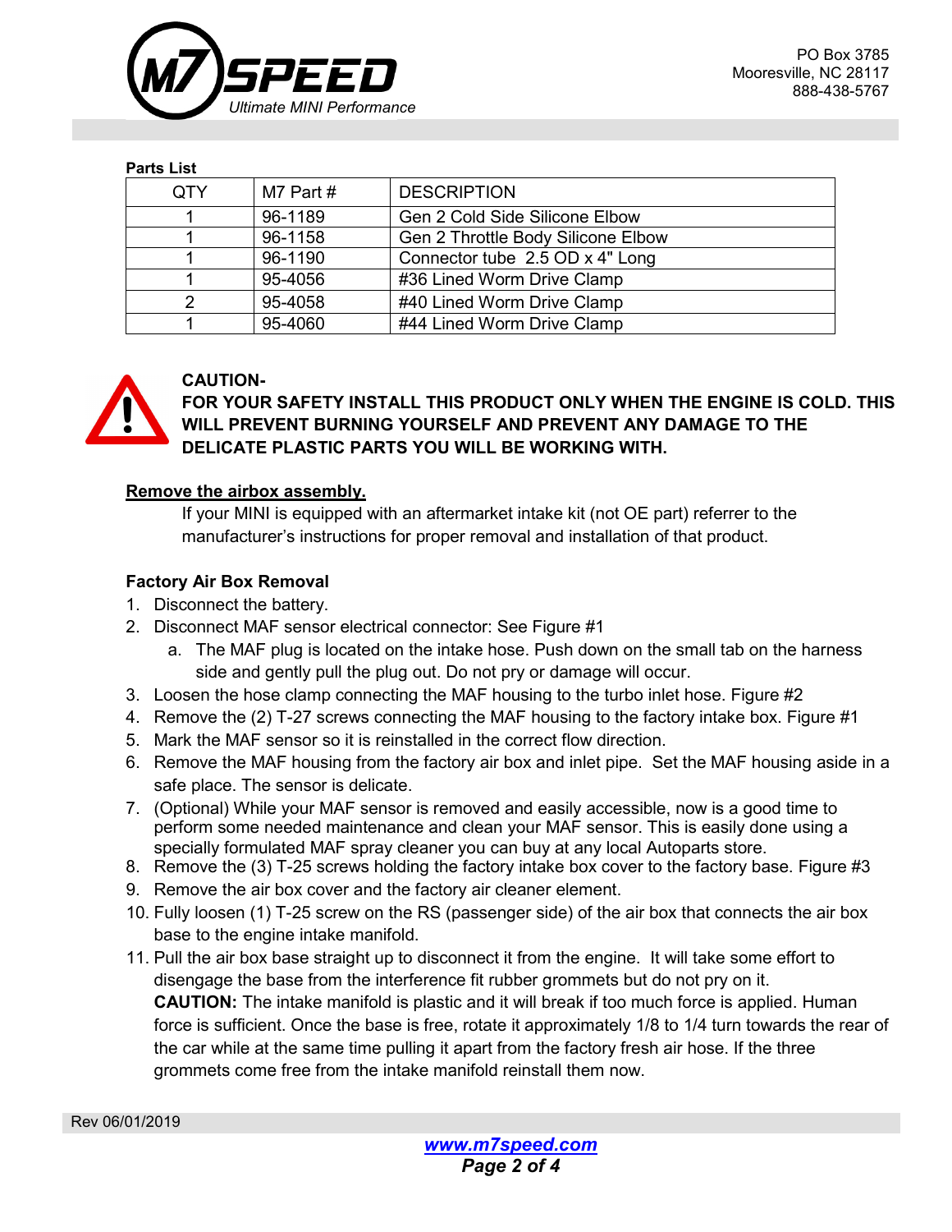PO Box 3785
Mooresville, NC 28117
888-438-5767

**Parts List**

| QTY | M7 Part # | DESCRIPTION |
|---|---|---|
| 1 | 96-1189 | Gen 2 Cold Side Silicone Elbow |
| 1 | 96-1158 | Gen 2 Throttle Body Silicone Elbow |
| 1 | 96-1190 | Connector tube  2.5 OD x 4" Long |
| 1 | 95-4056 | #36 Lined Worm Drive Clamp |
| 2 | 95-4058 | #40 Lined Worm Drive Clamp |
| 1 | 95-4060 | #44 Lined Worm Drive Clamp |

**CAUTION-**
**FOR YOUR SAFETY INSTALL THIS PRODUCT ONLY WHEN THE ENGINE IS COLD. THIS WILL PREVENT BURNING YOURSELF AND PREVENT ANY DAMAGE TO THE DELICATE PLASTIC PARTS YOU WILL BE WORKING WITH.**

**Remove the airbox assembly.**

If your MINI is equipped with an aftermarket intake kit (not OE part) referrer to the manufacturer's instructions for proper removal and installation of that product.

**Factory Air Box Removal**

1. Disconnect the battery.
2. Disconnect MAF sensor electrical connector: See Figure #1
   a. The MAF plug is located on the intake hose. Push down on the small tab on the harness side and gently pull the plug out. Do not pry or damage will occur.
3. Loosen the hose clamp connecting the MAF housing to the turbo inlet hose. Figure #2
4. Remove the (2) T-27 screws connecting the MAF housing to the factory intake box. Figure #1
5. Mark the MAF sensor so it is reinstalled in the correct flow direction.
6. Remove the MAF housing from the factory air box and inlet pipe.  Set the MAF housing aside in a safe place. The sensor is delicate.
7. (Optional) While your MAF sensor is removed and easily accessible, now is a good time to perform some needed maintenance and clean your MAF sensor. This is easily done using a specially formulated MAF spray cleaner you can buy at any local Autoparts store.
8. Remove the (3) T-25 screws holding the factory intake box cover to the factory base. Figure #3
9. Remove the air box cover and the factory air cleaner element.
10. Fully loosen (1) T-25 screw on the RS (passenger side) of the air box that connects the air box base to the engine intake manifold.
11. Pull the air box base straight up to disconnect it from the engine.  It will take some effort to disengage the base from the interference fit rubber grommets but do not pry on it.
    **CAUTION:** The intake manifold is plastic and it will break if too much force is applied. Human force is sufficient. Once the base is free, rotate it approximately 1/8 to 1/4 turn towards the rear of the car while at the same time pulling it apart from the factory fresh air hose. If the three grommets come free from the intake manifold reinstall them now.

Rev 06/01/2019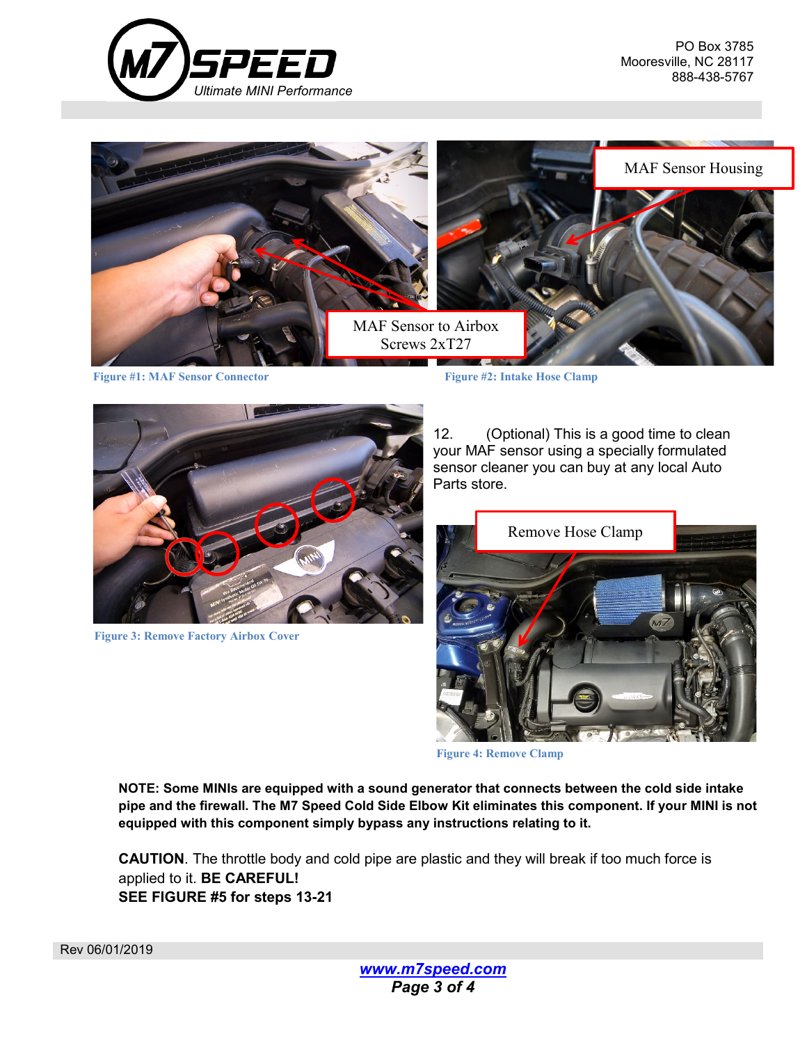MAF Sensor Housing

MAF Sensor to Airbox Screws 2xT27

**Figure #1: MAF Sensor Connector**

**Figure #2: Intake Hose Clamp**

**Figure 3: Remove Factory Airbox Cover**

12. (Optional) This is a good time to clean your MAF sensor using a specially formulated sensor cleaner you can buy at any local Auto Parts store.

Remove Hose Clamp

**Figure 4: Remove Clamp**

**NOTE: Some MINIs are equipped with a sound generator that connects between the cold side intake pipe and the firewall. The M7 Speed Cold Side Elbow Kit eliminates this component. If your MINI is not equipped with this component simply bypass any instructions relating to it.**

**CAUTION**. The throttle body and cold pipe are plastic and they will break if too much force is applied to it. **BE CAREFUL!**
**SEE FIGURE #5 for steps 13-21**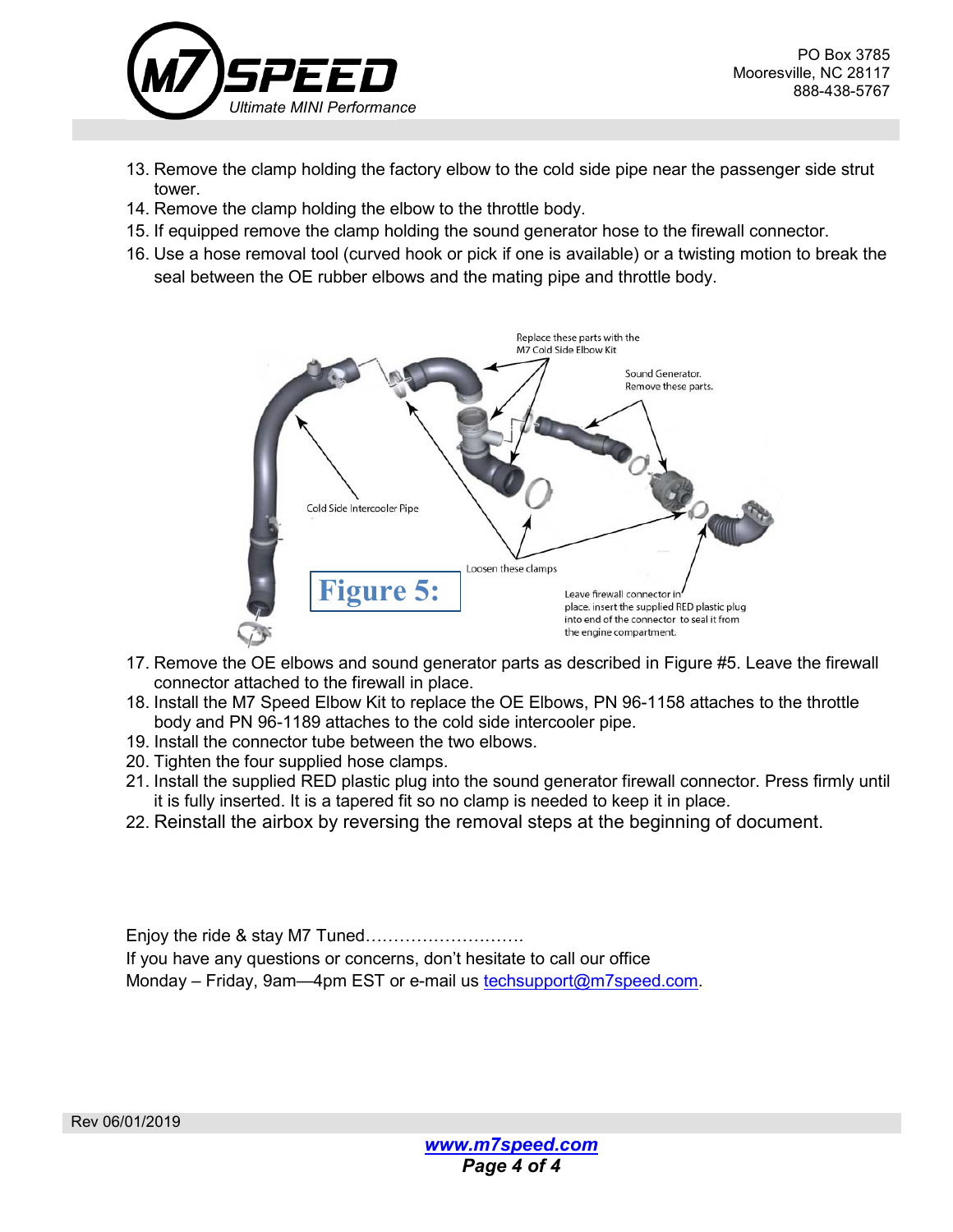13. Remove the clamp holding the factory elbow to the cold side pipe near the passenger side strut tower.
14. Remove the clamp holding the elbow to the throttle body.
15. If equipped remove the clamp holding the sound generator hose to the firewall connector.
16. Use a hose removal tool (curved hook or pick if one is available) or a twisting motion to break the seal between the OE rubber elbows and the mating pipe and throttle body.

Replace these parts with the M7 Cold Side Elbow Kit

Sound Generator. Remove these parts.

Cold Side Intercooler Pipe

Loosen these clamps

Leave firewall connector in place. insert the supplied RED plastic plug into end of the connector to seal it from the engine compartment.

**Figure 5:**

17. Remove the OE elbows and sound generator parts as described in Figure #5. Leave the firewall connector attached to the firewall in place.
18. Install the M7 Speed Elbow Kit to replace the OE Elbows, PN 96-1158 attaches to the throttle body and PN 96-1189 attaches to the cold side intercooler pipe.
19. Install the connector tube between the two elbows.
20. Tighten the four supplied hose clamps.
21. Install the supplied RED plastic plug into the sound generator firewall connector. Press firmly until it is fully inserted. It is a tapered fit so no clamp is needed to keep it in place.
22. Reinstall the airbox by reversing the removal steps at the beginning of document.

Enjoy the ride & stay M7 Tuned……………………….
If you have any questions or concerns, don't hesitate to call our office Monday – Friday, 9am—4pm EST or e-mail us techsupport@m7speed.com.

Rev 06/01/2019